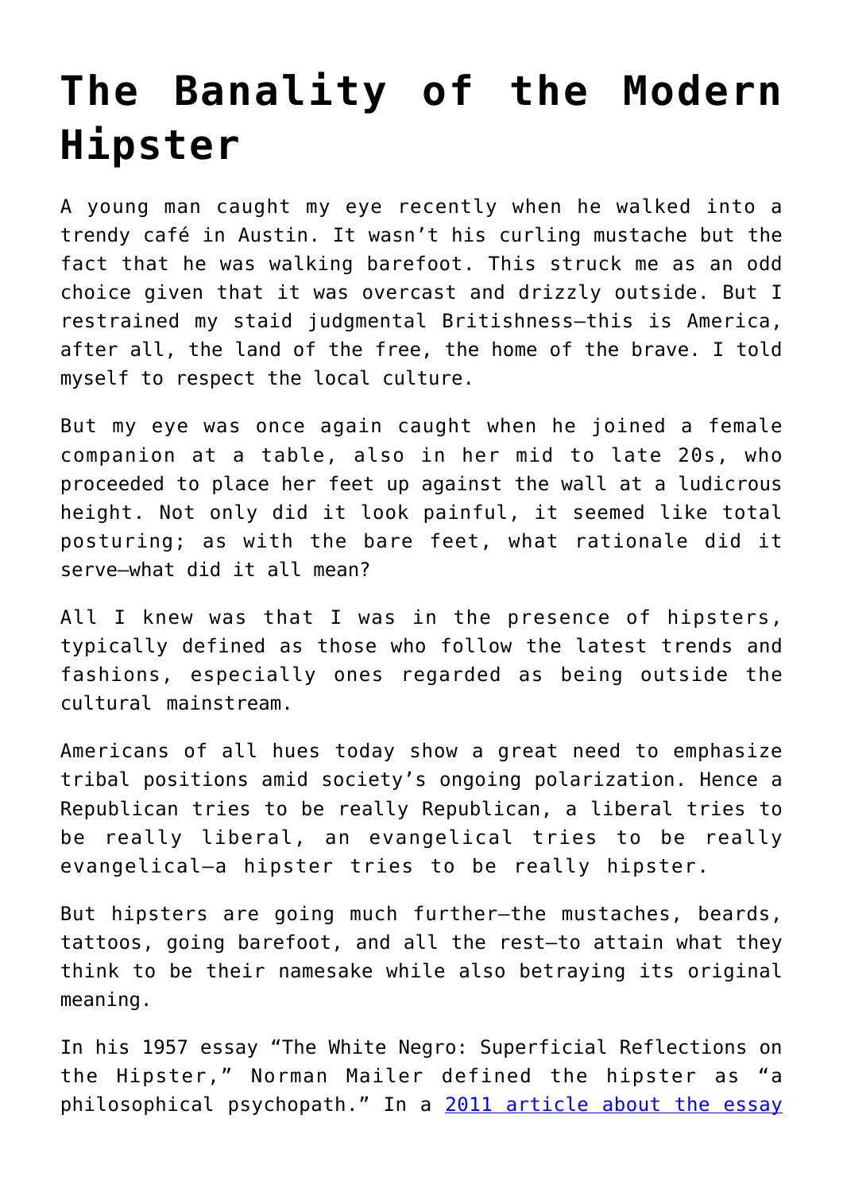# The Banality of the Modern Hipster

A young man caught my eye recently when he walked into a trendy café in Austin. It wasn't his curling mustache but the fact that he was walking barefoot. This struck me as an odd choice given that it was overcast and drizzly outside. But I restrained my staid judgmental Britishness—this is America, after all, the land of the free, the home of the brave. I told myself to respect the local culture.

But my eye was once again caught when he joined a female companion at a table, also in her mid to late 20s, who proceeded to place her feet up against the wall at a ludicrous height. Not only did it look painful, it seemed like total posturing; as with the bare feet, what rationale did it serve—what did it all mean?

All I knew was that I was in the presence of hipsters, typically defined as those who follow the latest trends and fashions, especially ones regarded as being outside the cultural mainstream.

Americans of all hues today show a great need to emphasize tribal positions amid society's ongoing polarization. Hence a Republican tries to be really Republican, a liberal tries to be really liberal, an evangelical tries to be really evangelical—a hipster tries to be really hipster.

But hipsters are going much further—the mustaches, beards, tattoos, going barefoot, and all the rest—to attain what they think to be their namesake while also betraying its original meaning.

In his 1957 essay "The White Negro: Superficial Reflections on the Hipster," Norman Mailer defined the hipster as "a philosophical psychopath." In a [2011 article about the essay]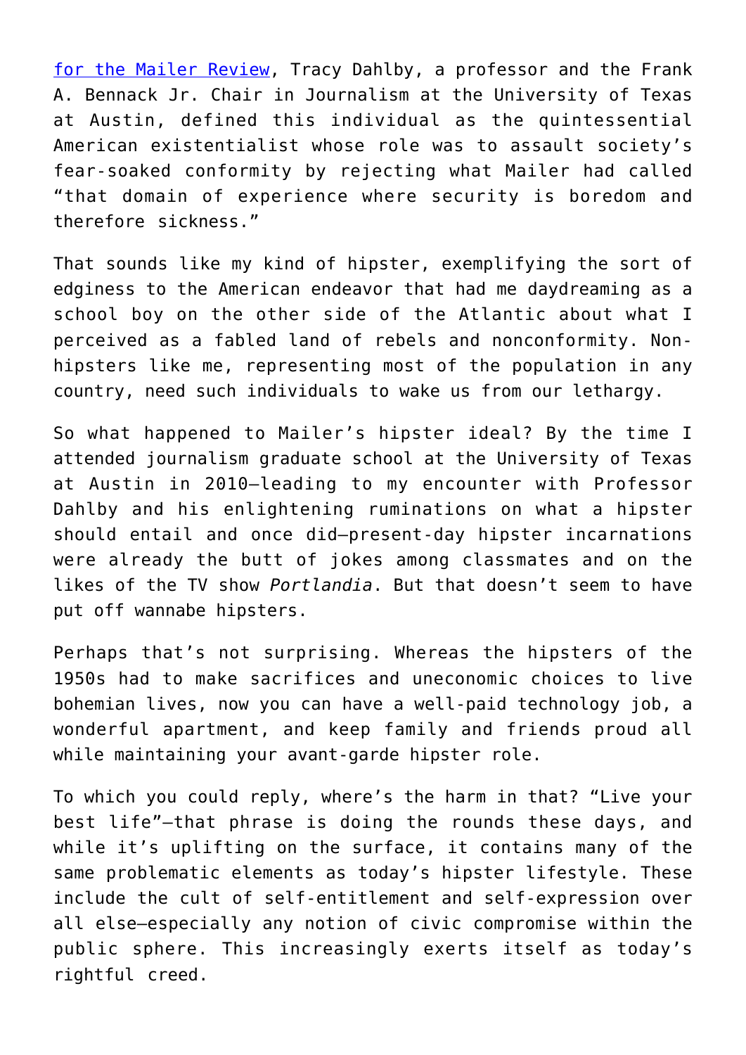[for the Mailer Review](), Tracy Dahlby, a professor and the Frank A. Bennack Jr. Chair in Journalism at the University of Texas at Austin, defined this individual as the quintessential American existentialist whose role was to assault society's fear-soaked conformity by rejecting what Mailer had called "that domain of experience where security is boredom and therefore sickness."

That sounds like my kind of hipster, exemplifying the sort of edginess to the American endeavor that had me daydreaming as a school boy on the other side of the Atlantic about what I perceived as a fabled land of rebels and nonconformity. Non-hipsters like me, representing most of the population in any country, need such individuals to wake us from our lethargy.

So what happened to Mailer's hipster ideal? By the time I attended journalism graduate school at the University of Texas at Austin in 2010—leading to my encounter with Professor Dahlby and his enlightening ruminations on what a hipster should entail and once did—present-day hipster incarnations were already the butt of jokes among classmates and on the likes of the TV show *Portlandia*. But that doesn't seem to have put off wannabe hipsters.

Perhaps that's not surprising. Whereas the hipsters of the 1950s had to make sacrifices and uneconomic choices to live bohemian lives, now you can have a well-paid technology job, a wonderful apartment, and keep family and friends proud all while maintaining your avant-garde hipster role.

To which you could reply, where's the harm in that? "Live your best life"—that phrase is doing the rounds these days, and while it's uplifting on the surface, it contains many of the same problematic elements as today's hipster lifestyle. These include the cult of self-entitlement and self-expression over all else—especially any notion of civic compromise within the public sphere. This increasingly exerts itself as today's rightful creed.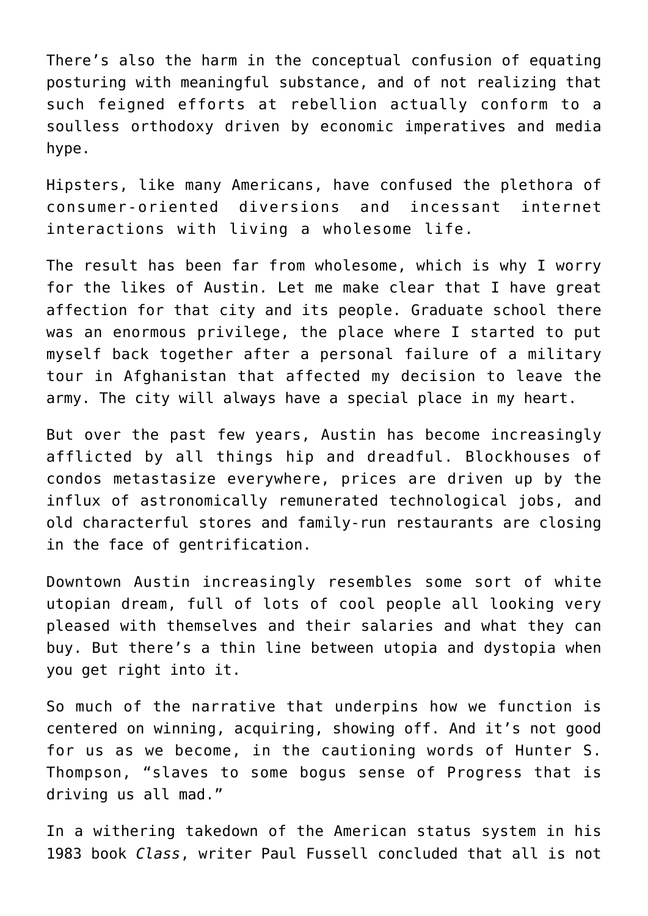There's also the harm in the conceptual confusion of equating posturing with meaningful substance, and of not realizing that such feigned efforts at rebellion actually conform to a soulless orthodoxy driven by economic imperatives and media hype.

Hipsters, like many Americans, have confused the plethora of consumer-oriented diversions and incessant internet interactions with living a wholesome life.

The result has been far from wholesome, which is why I worry for the likes of Austin. Let me make clear that I have great affection for that city and its people. Graduate school there was an enormous privilege, the place where I started to put myself back together after a personal failure of a military tour in Afghanistan that affected my decision to leave the army. The city will always have a special place in my heart.

But over the past few years, Austin has become increasingly afflicted by all things hip and dreadful. Blockhouses of condos metastasize everywhere, prices are driven up by the influx of astronomically remunerated technological jobs, and old characterful stores and family-run restaurants are closing in the face of gentrification.

Downtown Austin increasingly resembles some sort of white utopian dream, full of lots of cool people all looking very pleased with themselves and their salaries and what they can buy. But there's a thin line between utopia and dystopia when you get right into it.

So much of the narrative that underpins how we function is centered on winning, acquiring, showing off. And it's not good for us as we become, in the cautioning words of Hunter S. Thompson, "slaves to some bogus sense of Progress that is driving us all mad."

In a withering takedown of the American status system in his 1983 book *Class*, writer Paul Fussell concluded that all is not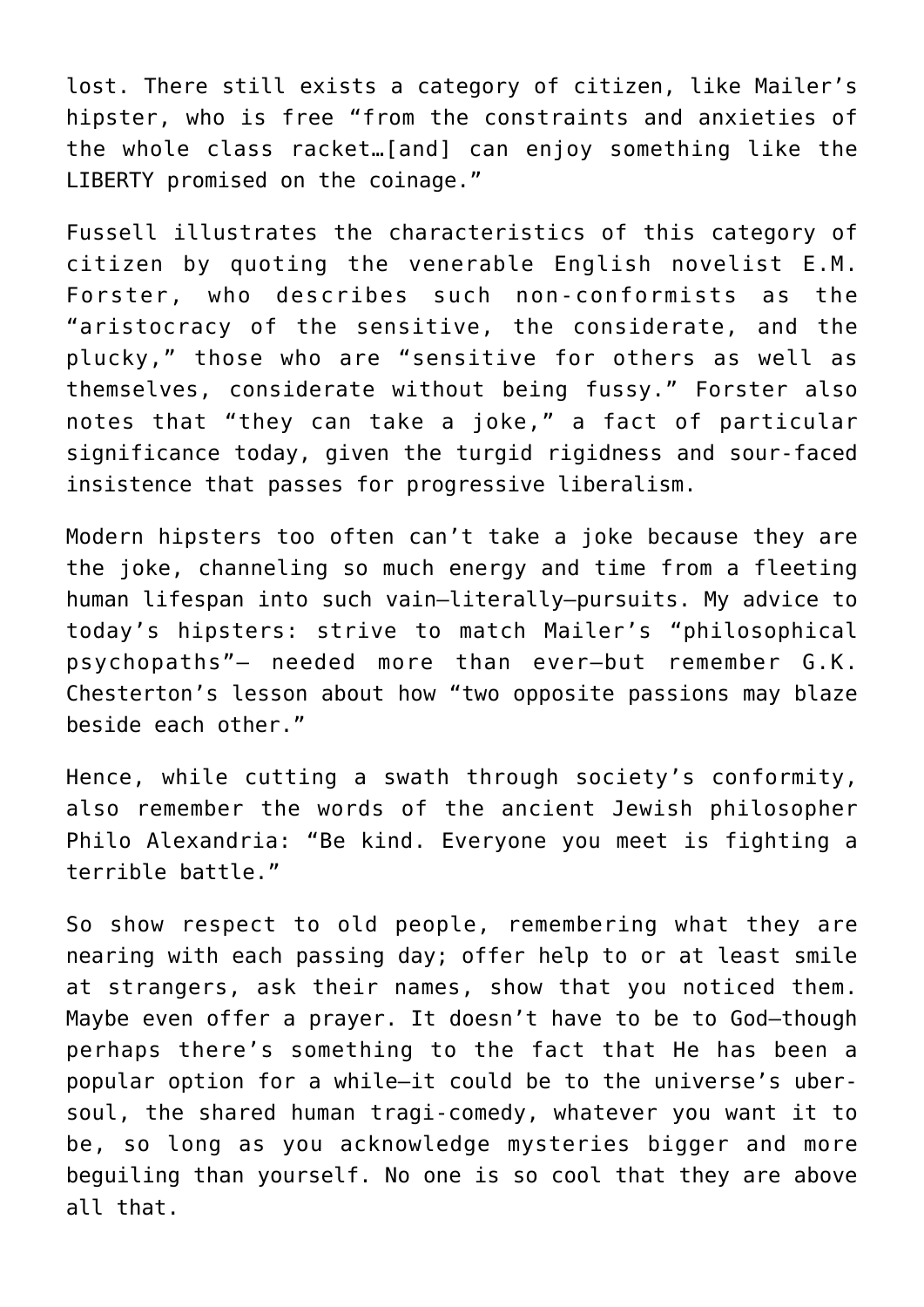lost. There still exists a category of citizen, like Mailer's hipster, who is free "from the constraints and anxieties of the whole class racket…[and] can enjoy something like the LIBERTY promised on the coinage."

Fussell illustrates the characteristics of this category of citizen by quoting the venerable English novelist E.M. Forster, who describes such non-conformists as the "aristocracy of the sensitive, the considerate, and the plucky," those who are "sensitive for others as well as themselves, considerate without being fussy." Forster also notes that "they can take a joke," a fact of particular significance today, given the turgid rigidness and sour-faced insistence that passes for progressive liberalism.

Modern hipsters too often can't take a joke because they are the joke, channeling so much energy and time from a fleeting human lifespan into such vain—literally—pursuits. My advice to today's hipsters: strive to match Mailer's "philosophical psychopaths"— needed more than ever—but remember G.K. Chesterton's lesson about how "two opposite passions may blaze beside each other."

Hence, while cutting a swath through society's conformity, also remember the words of the ancient Jewish philosopher Philo Alexandria: "Be kind. Everyone you meet is fighting a terrible battle."

So show respect to old people, remembering what they are nearing with each passing day; offer help to or at least smile at strangers, ask their names, show that you noticed them. Maybe even offer a prayer. It doesn't have to be to God—though perhaps there's something to the fact that He has been a popular option for a while—it could be to the universe's uber-soul, the shared human tragi-comedy, whatever you want it to be, so long as you acknowledge mysteries bigger and more beguiling than yourself. No one is so cool that they are above all that.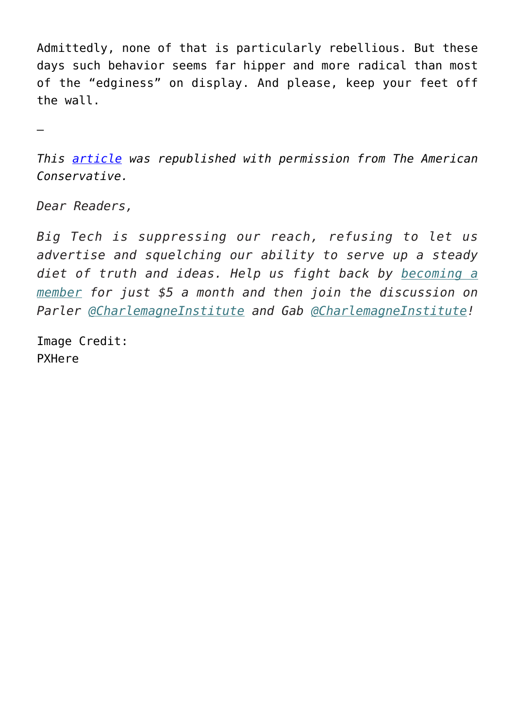Admittedly, none of that is particularly rebellious. But these days such behavior seems far hipper and more radical than most of the "edginess" on display. And please, keep your feet off the wall.

—

*This article was republished with permission from The American Conservative.*

*Dear Readers,*

*Big Tech is suppressing our reach, refusing to let us advertise and squelching our ability to serve up a steady diet of truth and ideas. Help us fight back by becoming a member for just $5 a month and then join the discussion on Parler @CharlemagneInstitute and Gab @CharlemagneInstitute!*

Image Credit:
PXHere